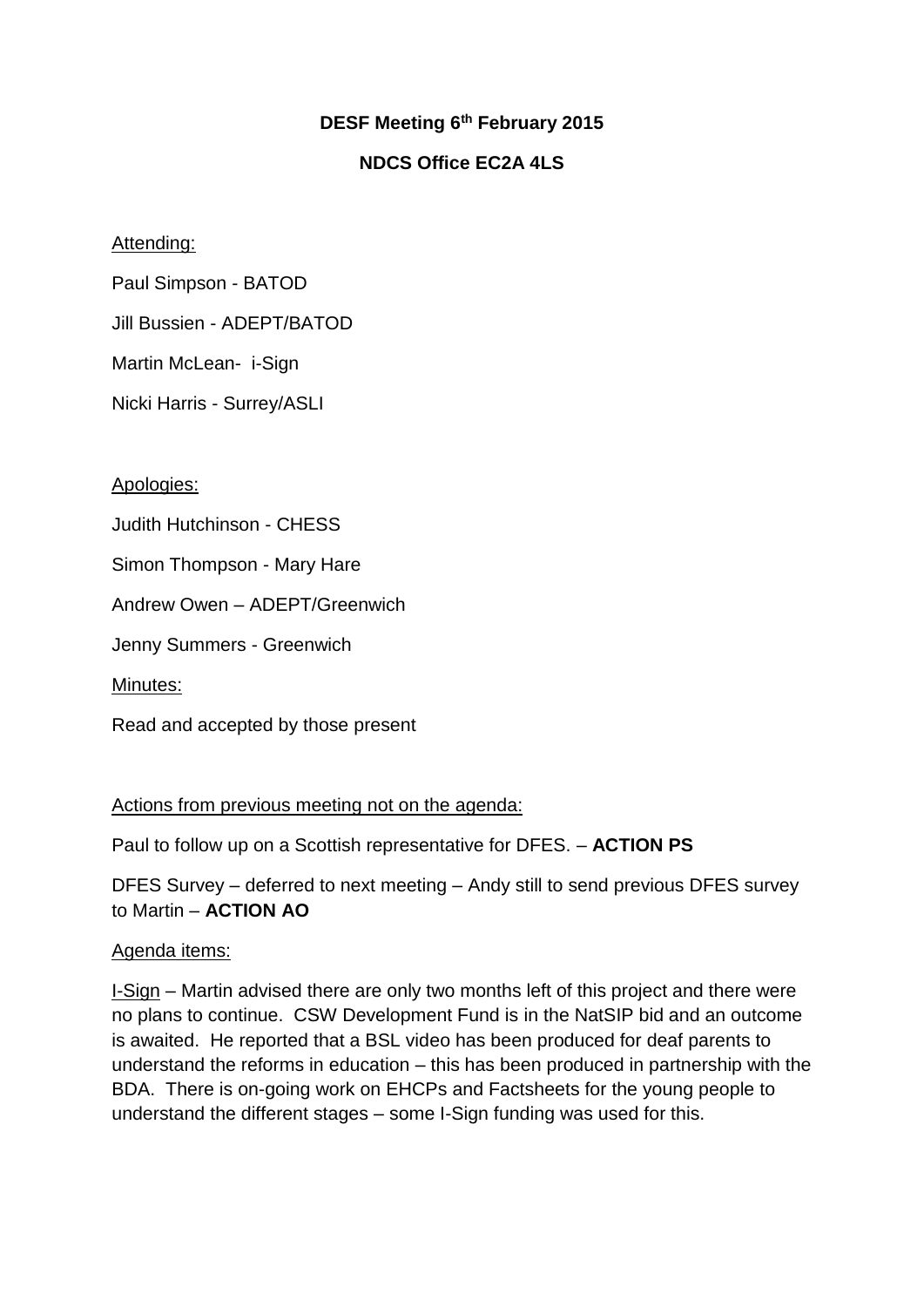**DESF Meeting 6th February 2015**

**NDCS Office EC2A 4LS**

Attending:

Paul Simpson - BATOD

Jill Bussien - ADEPT/BATOD

Martin McLean- i-Sign

Nicki Harris - Surrey/ASLI

Apologies:

Judith Hutchinson - CHESS

Simon Thompson - Mary Hare

Andrew Owen – ADEPT/Greenwich

Jenny Summers - Greenwich

Minutes:

Read and accepted by those present

Actions from previous meeting not on the agenda:

Paul to follow up on a Scottish representative for DFES. – **ACTION PS**

DFES Survey – deferred to next meeting – Andy still to send previous DFES survey to Martin – **ACTION AO**

Agenda items:

I-Sign – Martin advised there are only two months left of this project and there were no plans to continue. CSW Development Fund is in the NatSIP bid and an outcome is awaited. He reported that a BSL video has been produced for deaf parents to understand the reforms in education – this has been produced in partnership with the BDA. There is on-going work on EHCPs and Factsheets for the young people to understand the different stages – some I-Sign funding was used for this.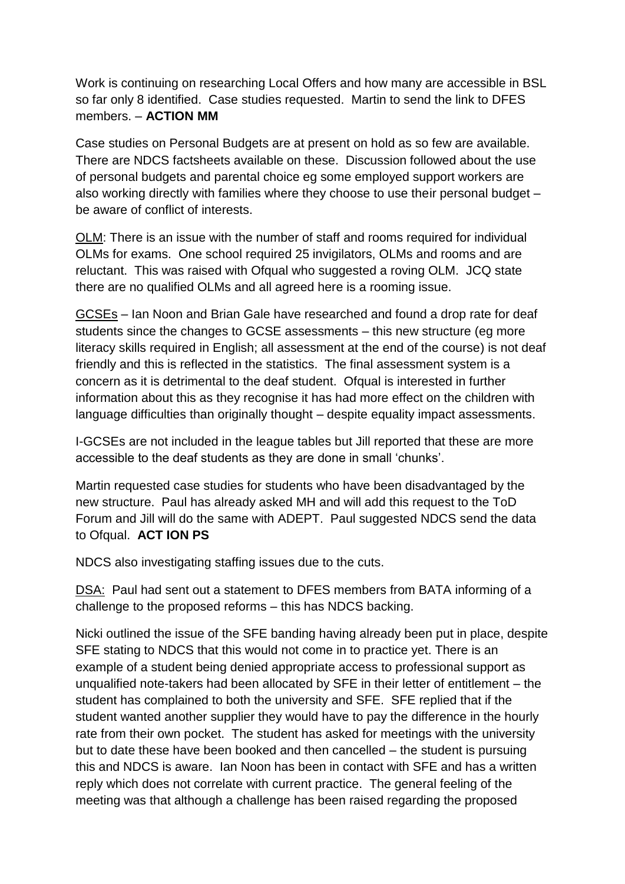Work is continuing on researching Local Offers and how many are accessible in BSL so far only 8 identified. Case studies requested. Martin to send the link to DFES members. – **ACTION MM**

Case studies on Personal Budgets are at present on hold as so few are available. There are NDCS factsheets available on these. Discussion followed about the use of personal budgets and parental choice eg some employed support workers are also working directly with families where they choose to use their personal budget – be aware of conflict of interests.

<u>OLM</u>: There is an issue with the number of staff and rooms required for individual OLMs for exams. One school required 25 invigilators, OLMs and rooms and are reluctant. This was raised with Ofqual who suggested a roving OLM. JCQ state there are no qualified OLMs and all agreed here is a rooming issue.

<u>GCSEs</u> – Ian Noon and Brian Gale have researched and found a drop rate for deaf students since the changes to GCSE assessments – this new structure (eg more literacy skills required in English; all assessment at the end of the course) is not deaf friendly and this is reflected in the statistics. The final assessment system is a concern as it is detrimental to the deaf student. Ofqual is interested in further information about this as they recognise it has had more effect on the children with language difficulties than originally thought – despite equality impact assessments.

I-GCSEs are not included in the league tables but Jill reported that these are more accessible to the deaf students as they are done in small 'chunks'.

Martin requested case studies for students who have been disadvantaged by the new structure. Paul has already asked MH and will add this request to the ToD Forum and Jill will do the same with ADEPT. Paul suggested NDCS send the data to Ofqual. **ACT ION PS**

NDCS also investigating staffing issues due to the cuts.

<u>DSA:</u> Paul had sent out a statement to DFES members from BATA informing of a challenge to the proposed reforms – this has NDCS backing.

Nicki outlined the issue of the SFE banding having already been put in place, despite SFE stating to NDCS that this would not come in to practice yet. There is an example of a student being denied appropriate access to professional support as unqualified note-takers had been allocated by SFE in their letter of entitlement – the student has complained to both the university and SFE. SFE replied that if the student wanted another supplier they would have to pay the difference in the hourly rate from their own pocket. The student has asked for meetings with the university but to date these have been booked and then cancelled – the student is pursuing this and NDCS is aware. Ian Noon has been in contact with SFE and has a written reply which does not correlate with current practice. The general feeling of the meeting was that although a challenge has been raised regarding the proposed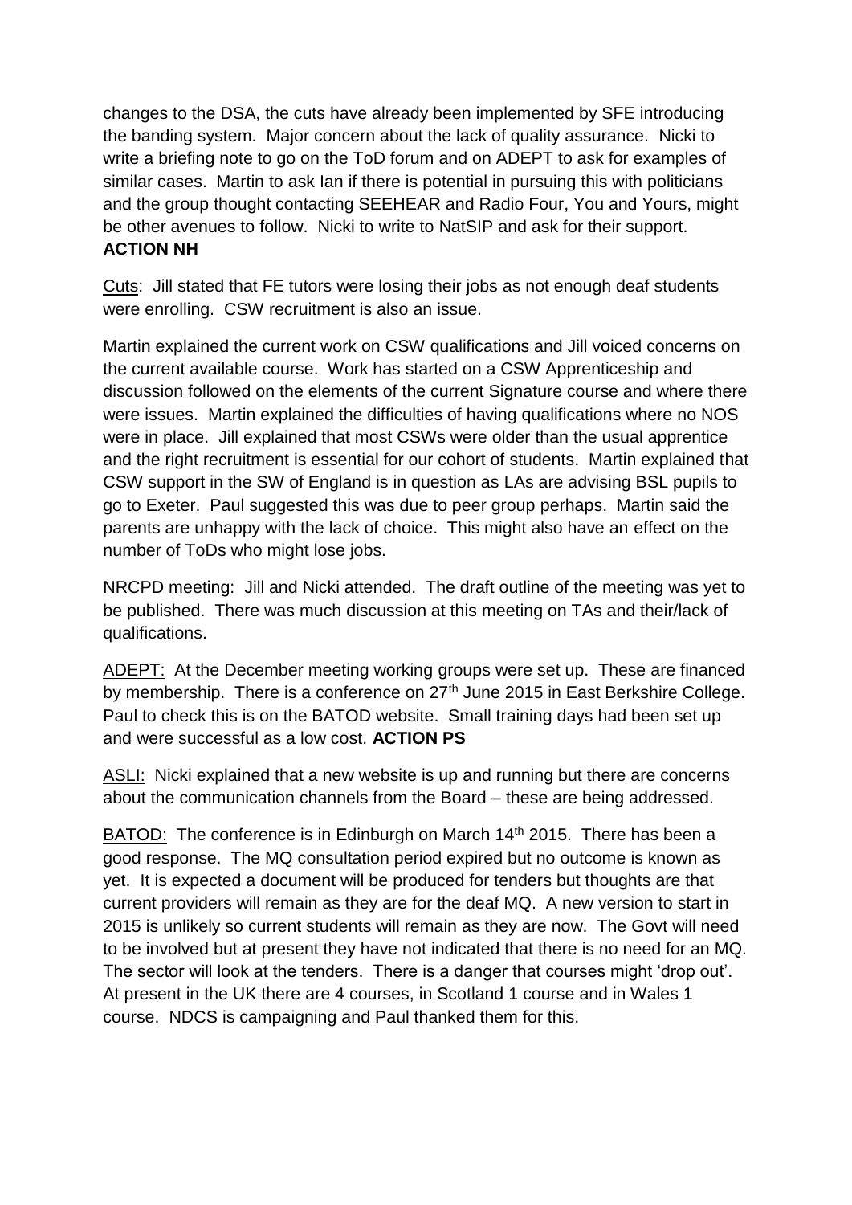changes to the DSA, the cuts have already been implemented by SFE introducing the banding system. Major concern about the lack of quality assurance. Nicki to write a briefing note to go on the ToD forum and on ADEPT to ask for examples of similar cases. Martin to ask Ian if there is potential in pursuing this with politicians and the group thought contacting SEEHEAR and Radio Four, You and Yours, might be other avenues to follow. Nicki to write to NatSIP and ask for their support. **ACTION NH**

Cuts: Jill stated that FE tutors were losing their jobs as not enough deaf students were enrolling. CSW recruitment is also an issue.

Martin explained the current work on CSW qualifications and Jill voiced concerns on the current available course. Work has started on a CSW Apprenticeship and discussion followed on the elements of the current Signature course and where there were issues. Martin explained the difficulties of having qualifications where no NOS were in place. Jill explained that most CSWs were older than the usual apprentice and the right recruitment is essential for our cohort of students. Martin explained that CSW support in the SW of England is in question as LAs are advising BSL pupils to go to Exeter. Paul suggested this was due to peer group perhaps. Martin said the parents are unhappy with the lack of choice. This might also have an effect on the number of ToDs who might lose jobs.

NRCPD meeting: Jill and Nicki attended. The draft outline of the meeting was yet to be published. There was much discussion at this meeting on TAs and their/lack of qualifications.

ADEPT: At the December meeting working groups were set up. These are financed by membership. There is a conference on 27th June 2015 in East Berkshire College. Paul to check this is on the BATOD website. Small training days had been set up and were successful as a low cost. **ACTION PS**

ASLI: Nicki explained that a new website is up and running but there are concerns about the communication channels from the Board – these are being addressed.

BATOD: The conference is in Edinburgh on March 14th 2015. There has been a good response. The MQ consultation period expired but no outcome is known as yet. It is expected a document will be produced for tenders but thoughts are that current providers will remain as they are for the deaf MQ. A new version to start in 2015 is unlikely so current students will remain as they are now. The Govt will need to be involved but at present they have not indicated that there is no need for an MQ. The sector will look at the tenders. There is a danger that courses might 'drop out'. At present in the UK there are 4 courses, in Scotland 1 course and in Wales 1 course. NDCS is campaigning and Paul thanked them for this.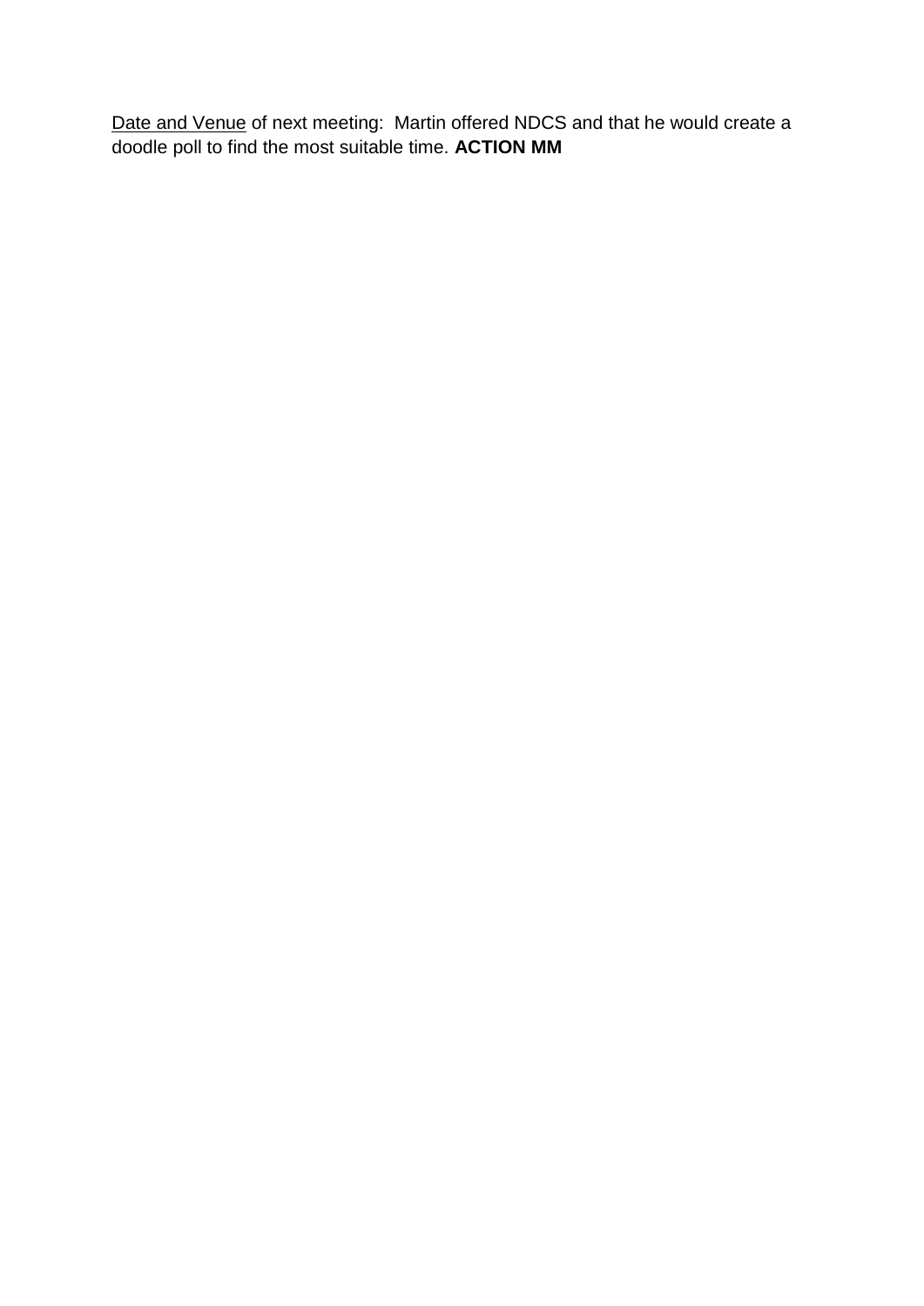<u>Date and Venue</u> of next meeting: Martin offered NDCS and that he would create a doodle poll to find the most suitable time. **ACTION MM**